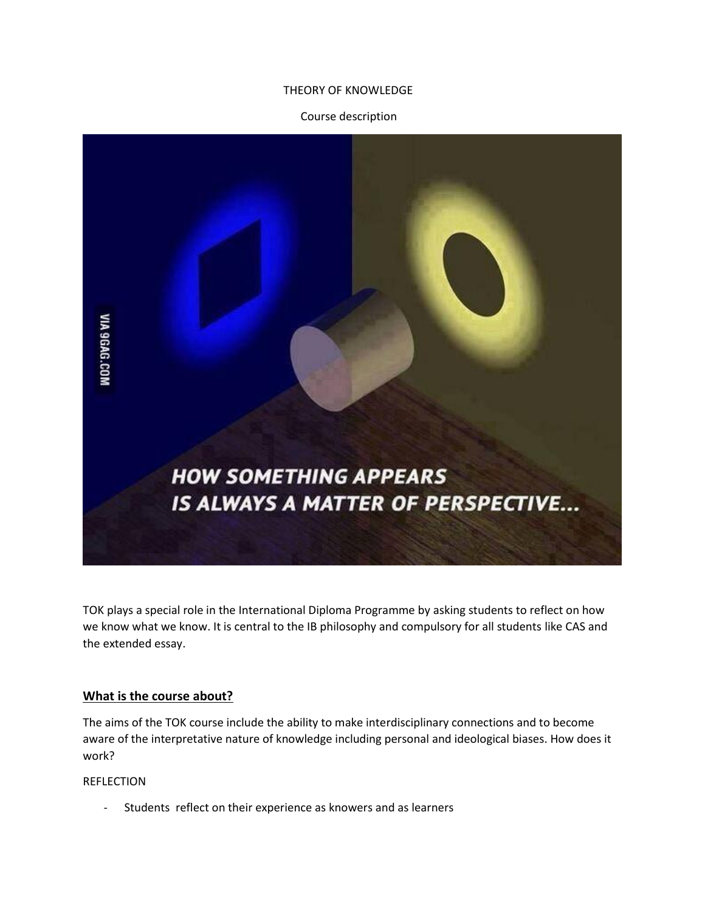THEORY OF KNOWLEDGE

Course description

TOK plays a special role in the International Diploma Programme by asking students to reflect on how we know what we know. It is central to the IB philosophy and compulsory for all students like CAS and the extended essay.

## What is the course about?

The aims of the TOK course include the ability to make interdisciplinary connections and to become aware of the interpretative nature of knowledge including personal and ideological biases. How does it work?

REFLECTION

- Students reflect on their experience as knowers and as learners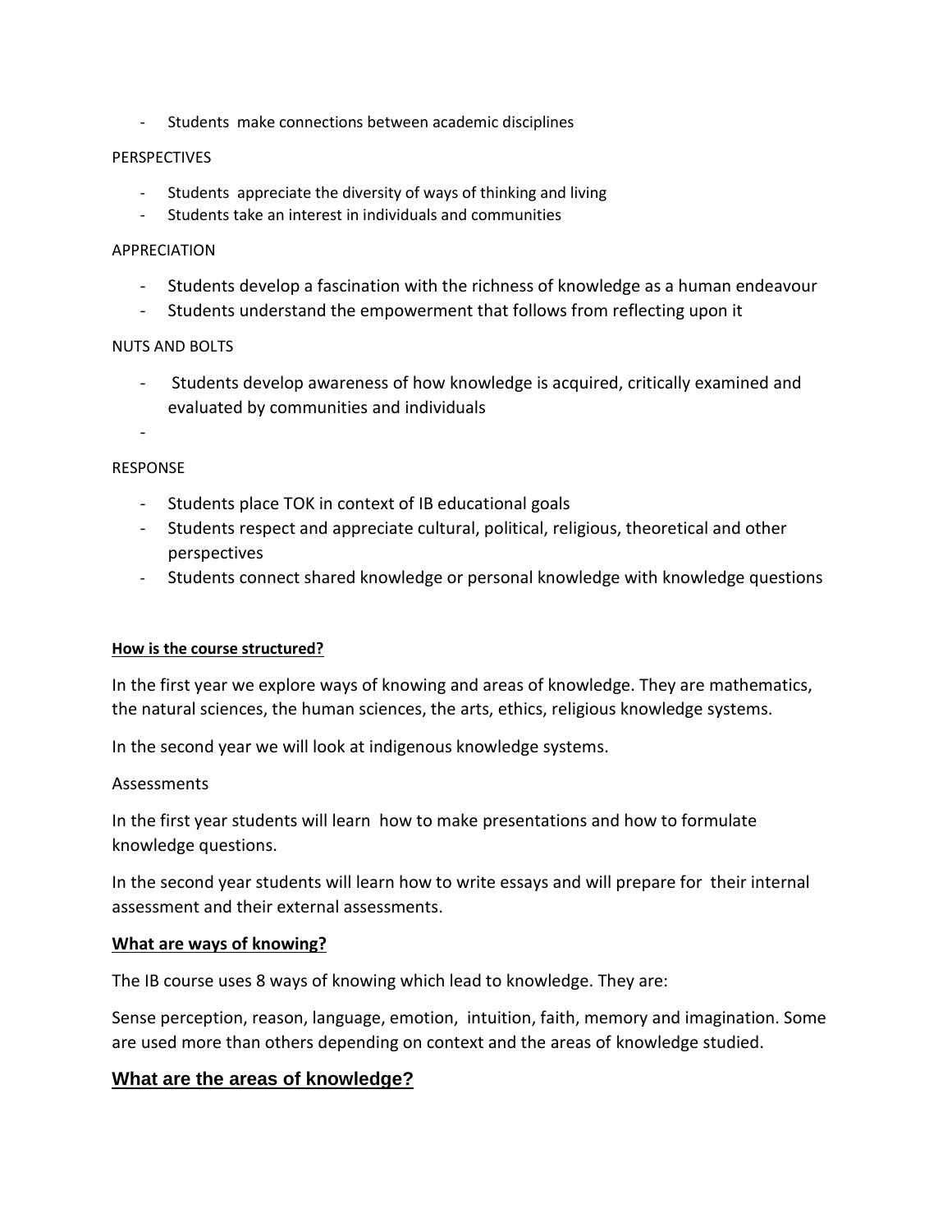- Students make connections between academic disciplines

PERSPECTIVES

- Students appreciate the diversity of ways of thinking and living
- Students take an interest in individuals and communities

APPRECIATION

- Students develop a fascination with the richness of knowledge as a human endeavour
- Students understand the empowerment that follows from reflecting upon it

NUTS AND BOLTS

- Students develop awareness of how knowledge is acquired, critically examined and evaluated by communities and individuals
-

RESPONSE

- Students place TOK in context of IB educational goals
- Students respect and appreciate cultural, political, religious, theoretical and other perspectives
- Students connect shared knowledge or personal knowledge with knowledge questions

**How is the course structured?**

In the first year we explore ways of knowing and areas of knowledge. They are mathematics, the natural sciences, the human sciences, the arts, ethics, religious knowledge systems.

In the second year we will look at indigenous knowledge systems.

Assessments

In the first year students will learn how to make presentations and how to formulate knowledge questions.

In the second year students will learn how to write essays and will prepare for their internal assessment and their external assessments.

**What are ways of knowing?**

The IB course uses 8 ways of knowing which lead to knowledge. They are:

Sense perception, reason, language, emotion, intuition, faith, memory and imagination. Some are used more than others depending on context and the areas of knowledge studied.

## What are the areas of knowledge?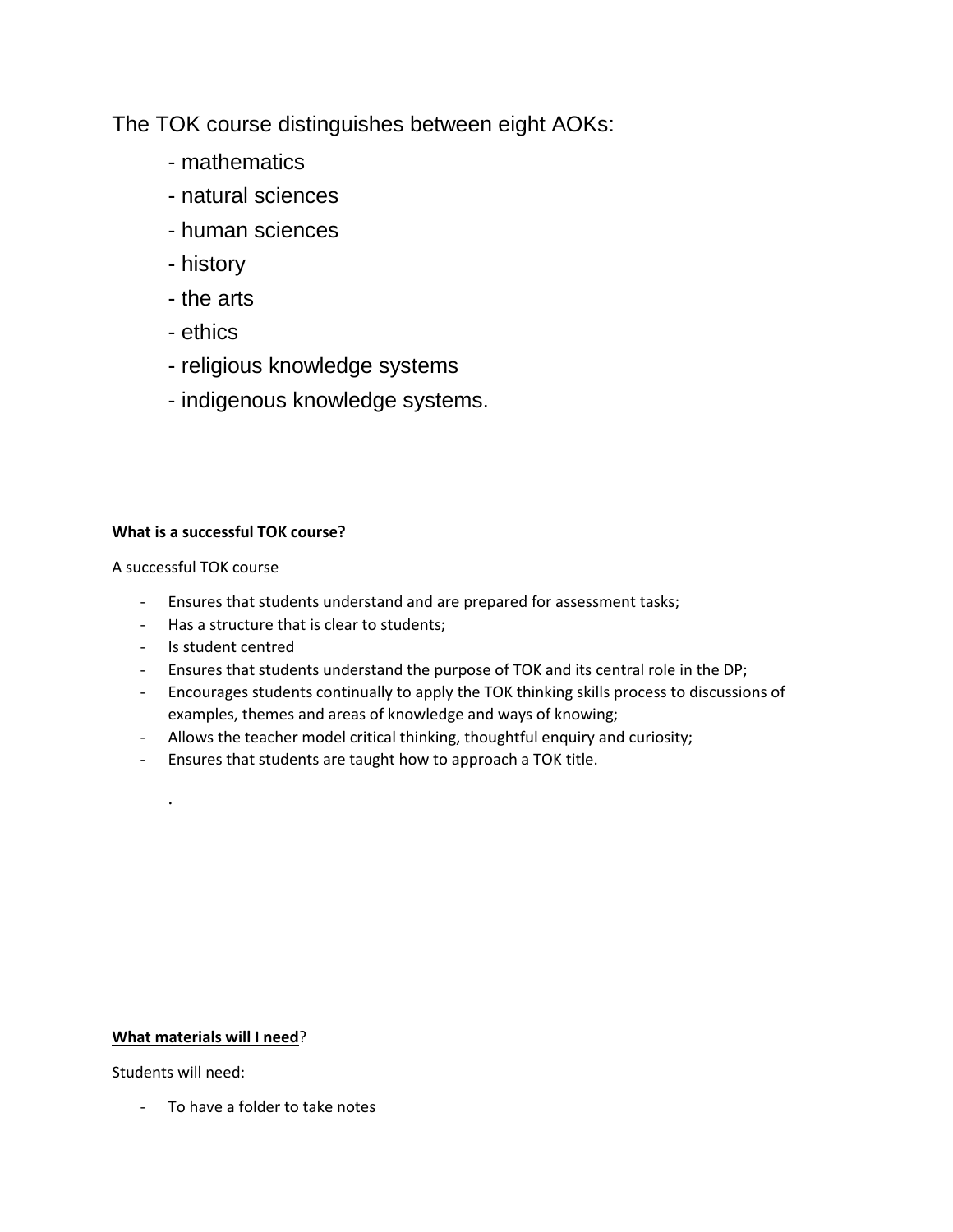The TOK course distinguishes between eight AOKs:

- mathematics
- natural sciences
- human sciences
- history
- the arts
- ethics
- religious knowledge systems
- indigenous knowledge systems.

**What is a successful TOK course?**

A successful TOK course

- Ensures that students understand and are prepared for assessment tasks;
- Has a structure that is clear to students;
- Is student centred
- Ensures that students understand the purpose of TOK and its central role in the DP;
- Encourages students continually to apply the TOK thinking skills process to discussions of examples, themes and areas of knowledge and ways of knowing;
- Allows the teacher model critical thinking, thoughtful enquiry and curiosity;
- Ensures that students are taught how to approach a TOK title.

.

**What materials will I need**?

Students will need:

- To have a folder to take notes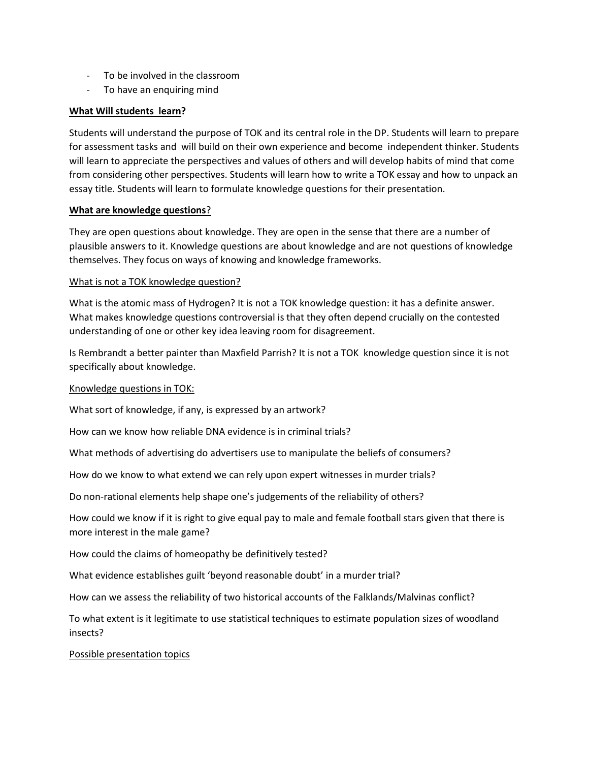- To be involved in the classroom
- To have an enquiring mind

**What Will students learn?**

Students will understand the purpose of TOK and its central role in the DP. Students will learn to prepare for assessment tasks and will build on their own experience and become independent thinker. Students will learn to appreciate the perspectives and values of others and will develop habits of mind that come from considering other perspectives. Students will learn how to write a TOK essay and how to unpack an essay title. Students will learn to formulate knowledge questions for their presentation.

**What are knowledge questions?**

They are open questions about knowledge. They are open in the sense that there are a number of plausible answers to it. Knowledge questions are about knowledge and are not questions of knowledge themselves. They focus on ways of knowing and knowledge frameworks.

What is not a TOK knowledge question?

What is the atomic mass of Hydrogen? It is not a TOK knowledge question: it has a definite answer. What makes knowledge questions controversial is that they often depend crucially on the contested understanding of one or other key idea leaving room for disagreement.

Is Rembrandt a better painter than Maxfield Parrish? It is not a TOK knowledge question since it is not specifically about knowledge.

Knowledge questions in TOK:

What sort of knowledge, if any, is expressed by an artwork?

How can we know how reliable DNA evidence is in criminal trials?

What methods of advertising do advertisers use to manipulate the beliefs of consumers?

How do we know to what extend we can rely upon expert witnesses in murder trials?

Do non-rational elements help shape one's judgements of the reliability of others?

How could we know if it is right to give equal pay to male and female football stars given that there is more interest in the male game?

How could the claims of homeopathy be definitively tested?

What evidence establishes guilt 'beyond reasonable doubt' in a murder trial?

How can we assess the reliability of two historical accounts of the Falklands/Malvinas conflict?

To what extent is it legitimate to use statistical techniques to estimate population sizes of woodland insects?

Possible presentation topics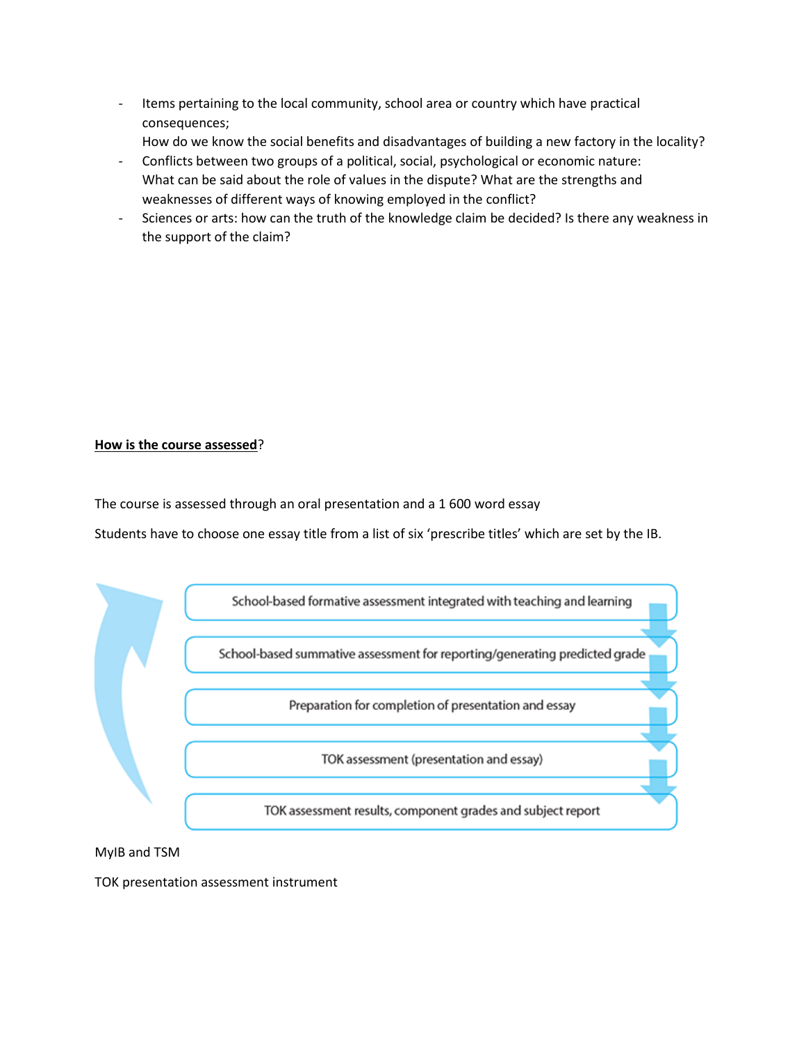- Items pertaining to the local community, school area or country which have practical consequences;
  How do we know the social benefits and disadvantages of building a new factory in the locality?
- Conflicts between two groups of a political, social, psychological or economic nature:
  What can be said about the role of values in the dispute? What are the strengths and weaknesses of different ways of knowing employed in the conflict?
- Sciences or arts: how can the truth of the knowledge claim be decided? Is there any weakness in the support of the claim?

**<u>How is the course assessed</u>**?

The course is assessed through an oral presentation and a 1 600 word essay

Students have to choose one essay title from a list of six 'prescribe titles' which are set by the IB.

School-based formative assessment integrated with teaching and learning

School-based summative assessment for reporting/generating predicted grade

Preparation for completion of presentation and essay

TOK assessment (presentation and essay)

TOK assessment results, component grades and subject report

MyIB and TSM

TOK presentation assessment instrument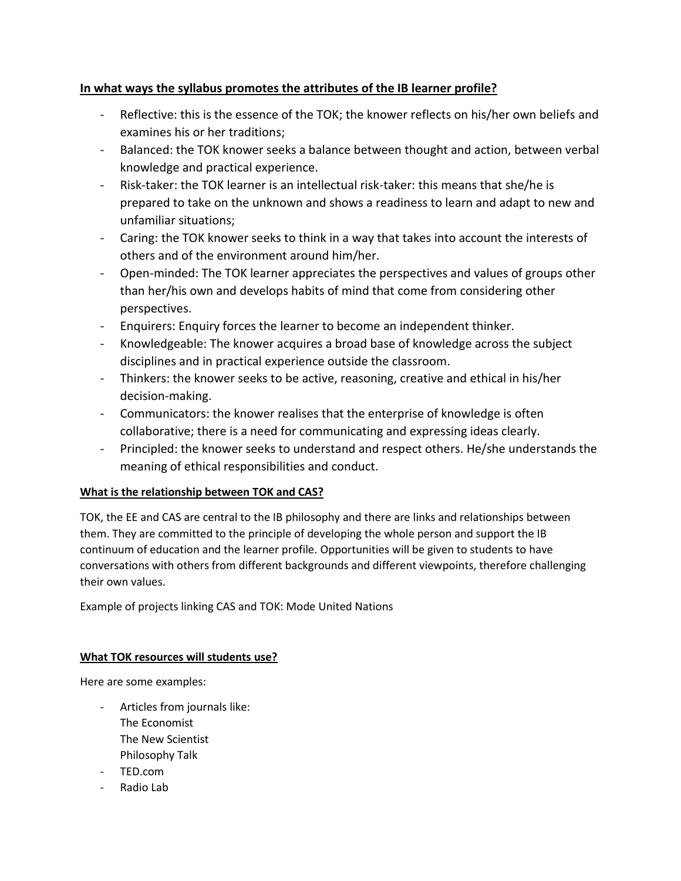**In what ways the syllabus promotes the attributes of the IB learner profile?**

- Reflective: this is the essence of the TOK; the knower reflects on his/her own beliefs and examines his or her traditions;
- Balanced: the TOK knower seeks a balance between thought and action, between verbal knowledge and practical experience.
- Risk-taker: the TOK learner is an intellectual risk-taker: this means that she/he is prepared to take on the unknown and shows a readiness to learn and adapt to new and unfamiliar situations;
- Caring: the TOK knower seeks to think in a way that takes into account the interests of others and of the environment around him/her.
- Open-minded: The TOK learner appreciates the perspectives and values of groups other than her/his own and develops habits of mind that come from considering other perspectives.
- Enquirers: Enquiry forces the learner to become an independent thinker.
- Knowledgeable: The knower acquires a broad base of knowledge across the subject disciplines and in practical experience outside the classroom.
- Thinkers: the knower seeks to be active, reasoning, creative and ethical in his/her decision-making.
- Communicators: the knower realises that the enterprise of knowledge is often collaborative; there is a need for communicating and expressing ideas clearly.
- Principled: the knower seeks to understand and respect others. He/she understands the meaning of ethical responsibilities and conduct.

**What is the relationship between TOK and CAS?**

TOK, the EE and CAS are central to the IB philosophy and there are links and relationships between them. They are committed to the principle of developing the whole person and support the IB continuum of education and the learner profile. Opportunities will be given to students to have conversations with others from different backgrounds and different viewpoints, therefore challenging their own values.

Example of projects linking CAS and TOK: Mode United Nations

**What TOK resources will students use?**

Here are some examples:

- Articles from journals like:
  The Economist
  The New Scientist
  Philosophy Talk
- TED.com
- Radio Lab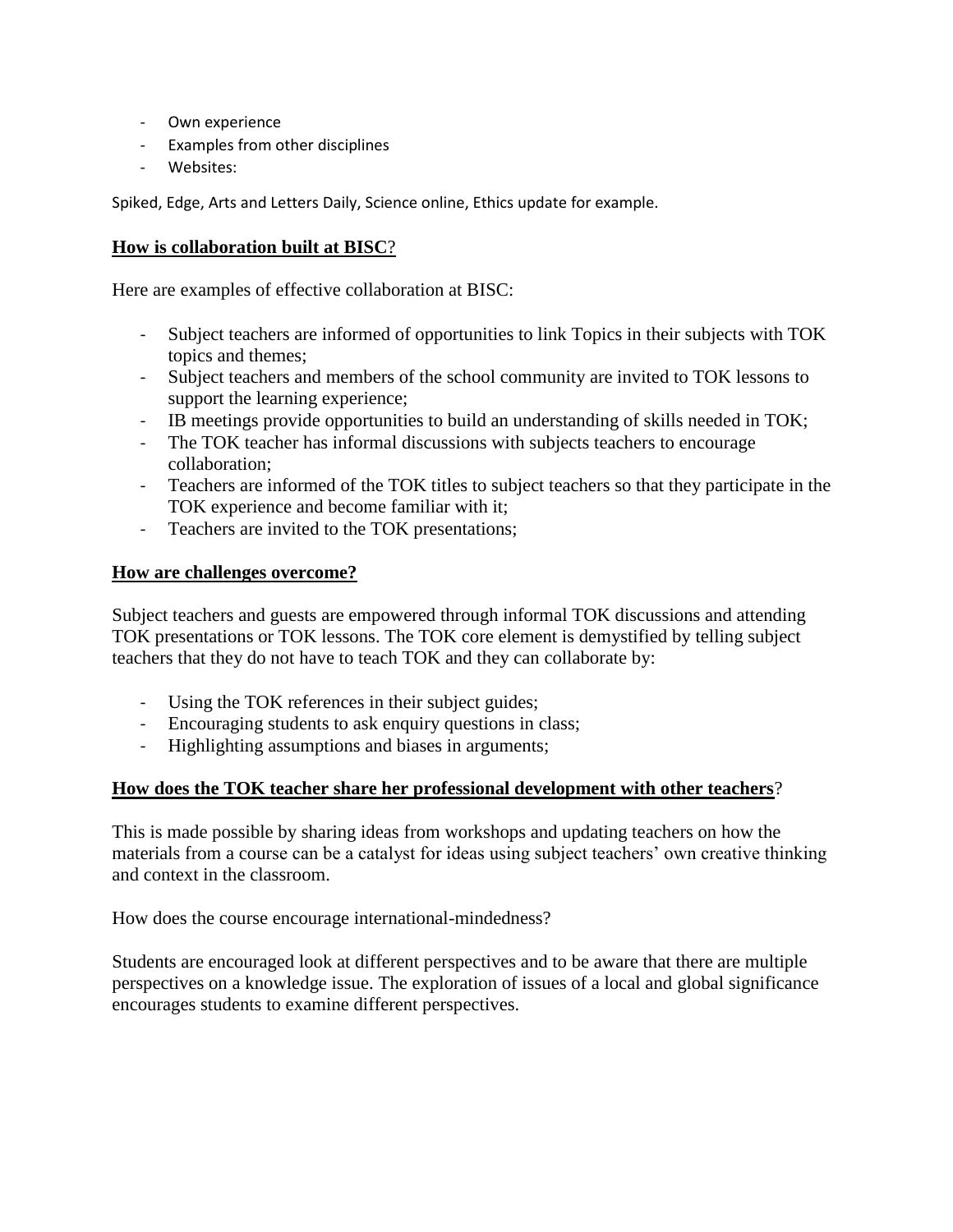- Own experience
- Examples from other disciplines
- Websites:

Spiked, Edge, Arts and Letters Daily, Science online, Ethics update for example.

## **How is collaboration built at BISC?**

Here are examples of effective collaboration at BISC:

- Subject teachers are informed of opportunities to link Topics in their subjects with TOK topics and themes;
- Subject teachers and members of the school community are invited to TOK lessons to support the learning experience;
- IB meetings provide opportunities to build an understanding of skills needed in TOK;
- The TOK teacher has informal discussions with subjects teachers to encourage collaboration;
- Teachers are informed of the TOK titles to subject teachers so that they participate in the TOK experience and become familiar with it;
- Teachers are invited to the TOK presentations;

## **How are challenges overcome?**

Subject teachers and guests are empowered through informal TOK discussions and attending TOK presentations or TOK lessons. The TOK core element is demystified by telling subject teachers that they do not have to teach TOK and they can collaborate by:

- Using the TOK references in their subject guides;
- Encouraging students to ask enquiry questions in class;
- Highlighting assumptions and biases in arguments;

## **How does the TOK teacher share her professional development with other teachers?**

This is made possible by sharing ideas from workshops and updating teachers on how the materials from a course can be a catalyst for ideas using subject teachers' own creative thinking and context in the classroom.

How does the course encourage international-mindedness?

Students are encouraged look at different perspectives and to be aware that there are multiple perspectives on a knowledge issue. The exploration of issues of a local and global significance encourages students to examine different perspectives.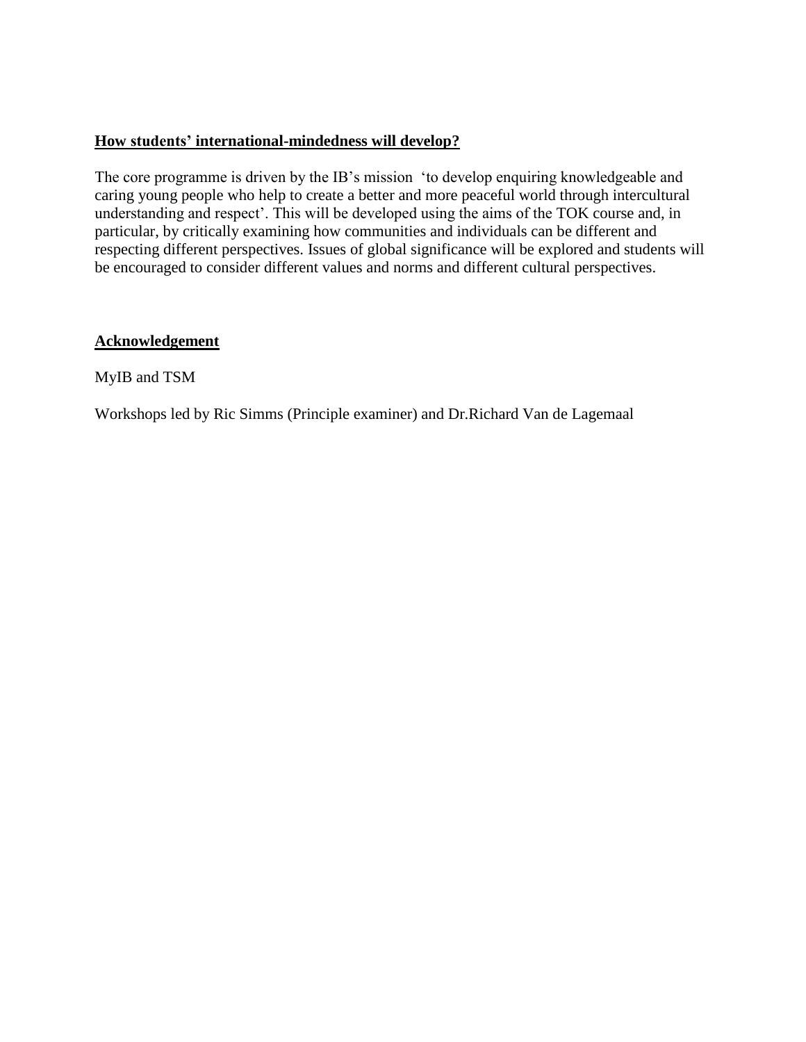**How students' international-mindedness will develop?**

The core programme is driven by the IB's mission 'to develop enquiring knowledgeable and caring young people who help to create a better and more peaceful world through intercultural understanding and respect'. This will be developed using the aims of the TOK course and, in particular, by critically examining how communities and individuals can be different and respecting different perspectives. Issues of global significance will be explored and students will be encouraged to consider different values and norms and different cultural perspectives.

**Acknowledgement**

MyIB and TSM

Workshops led by Ric Simms (Principle examiner) and Dr.Richard Van de Lagemaal